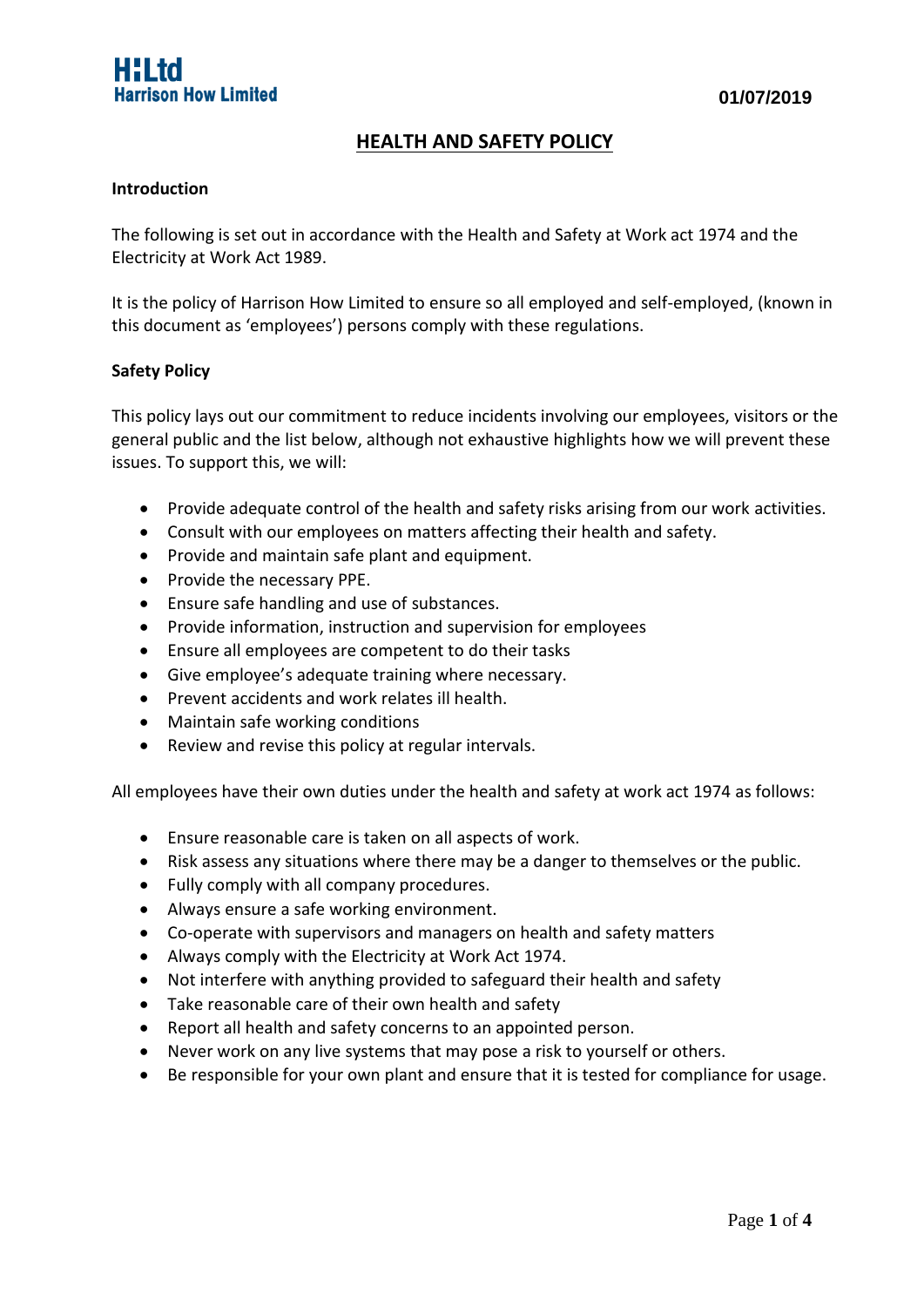H:Ltd
Harrison How Limited

01/07/2019

# HEALTH AND SAFETY POLICY

**Introduction**

The following is set out in accordance with the Health and Safety at Work act 1974 and the Electricity at Work Act 1989.

It is the policy of Harrison How Limited to ensure so all employed and self-employed, (known in this document as 'employees') persons comply with these regulations.

**Safety Policy**

This policy lays out our commitment to reduce incidents involving our employees, visitors or the general public and the list below, although not exhaustive highlights how we will prevent these issues. To support this, we will:

- Provide adequate control of the health and safety risks arising from our work activities.
- Consult with our employees on matters affecting their health and safety.
- Provide and maintain safe plant and equipment.
- Provide the necessary PPE.
- Ensure safe handling and use of substances.
- Provide information, instruction and supervision for employees
- Ensure all employees are competent to do their tasks
- Give employee's adequate training where necessary.
- Prevent accidents and work relates ill health.
- Maintain safe working conditions
- Review and revise this policy at regular intervals.

All employees have their own duties under the health and safety at work act 1974 as follows:

- Ensure reasonable care is taken on all aspects of work.
- Risk assess any situations where there may be a danger to themselves or the public.
- Fully comply with all company procedures.
- Always ensure a safe working environment.
- Co-operate with supervisors and managers on health and safety matters
- Always comply with the Electricity at Work Act 1974.
- Not interfere with anything provided to safeguard their health and safety
- Take reasonable care of their own health and safety
- Report all health and safety concerns to an appointed person.
- Never work on any live systems that may pose a risk to yourself or others.
- Be responsible for your own plant and ensure that it is tested for compliance for usage.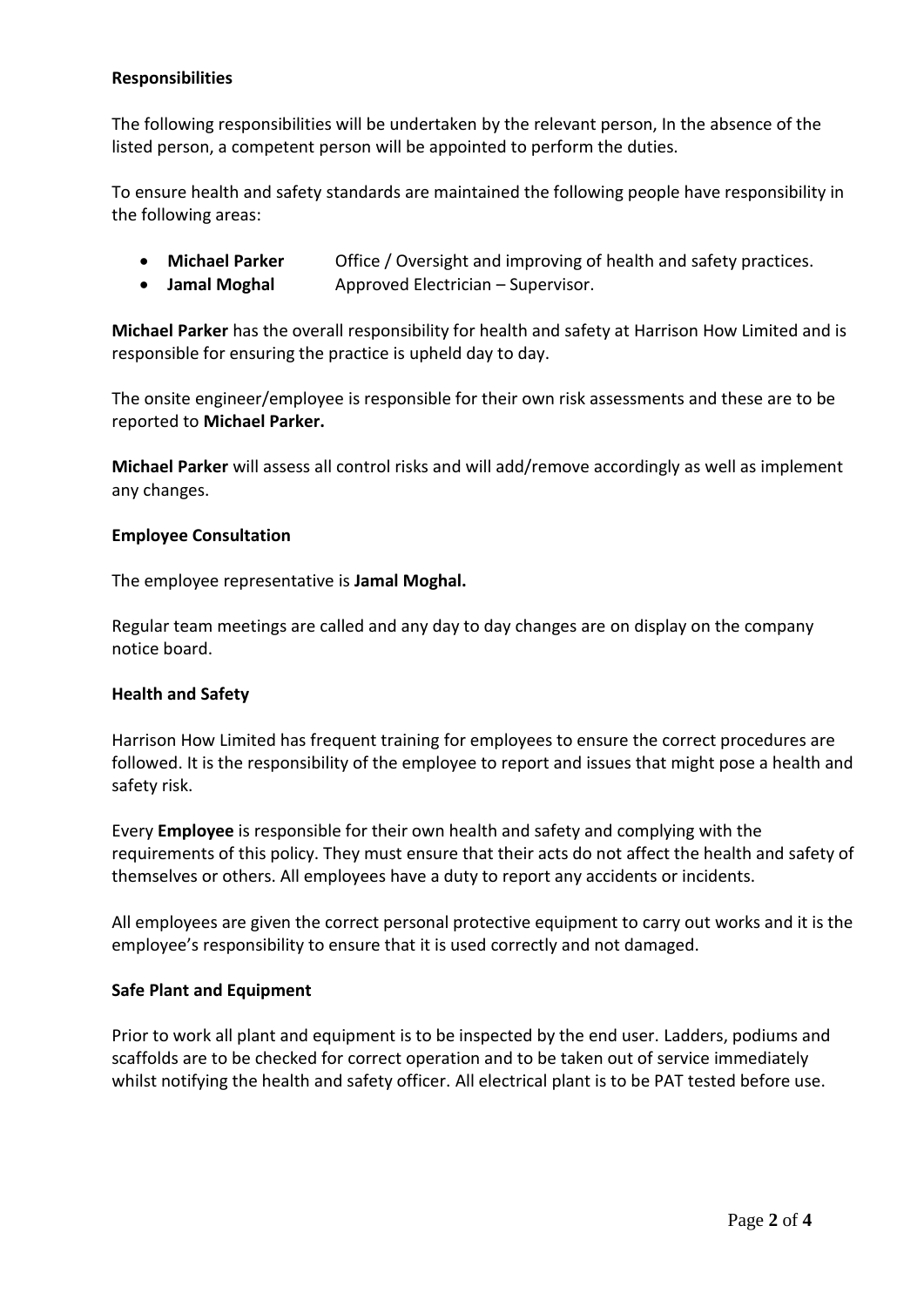**Responsibilities**

The following responsibilities will be undertaken by the relevant person, In the absence of the listed person, a competent person will be appointed to perform the duties.

To ensure health and safety standards are maintained the following people have responsibility in the following areas:

- **Michael Parker** Office / Oversight and improving of health and safety practices.
- **Jamal Moghal** Approved Electrician – Supervisor.

**Michael Parker** has the overall responsibility for health and safety at Harrison How Limited and is responsible for ensuring the practice is upheld day to day.

The onsite engineer/employee is responsible for their own risk assessments and these are to be reported to **Michael Parker.**

**Michael Parker** will assess all control risks and will add/remove accordingly as well as implement any changes.

**Employee Consultation**

The employee representative is **Jamal Moghal.**

Regular team meetings are called and any day to day changes are on display on the company notice board.

**Health and Safety**

Harrison How Limited has frequent training for employees to ensure the correct procedures are followed. It is the responsibility of the employee to report and issues that might pose a health and safety risk.

Every **Employee** is responsible for their own health and safety and complying with the requirements of this policy. They must ensure that their acts do not affect the health and safety of themselves or others. All employees have a duty to report any accidents or incidents.

All employees are given the correct personal protective equipment to carry out works and it is the employee's responsibility to ensure that it is used correctly and not damaged.

**Safe Plant and Equipment**

Prior to work all plant and equipment is to be inspected by the end user. Ladders, podiums and scaffolds are to be checked for correct operation and to be taken out of service immediately whilst notifying the health and safety officer. All electrical plant is to be PAT tested before use.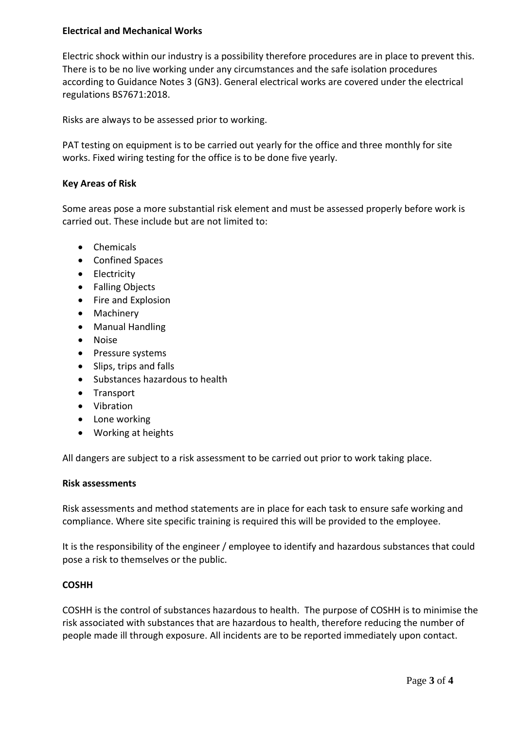**Electrical and Mechanical Works**

Electric shock within our industry is a possibility therefore procedures are in place to prevent this. There is to be no live working under any circumstances and the safe isolation procedures according to Guidance Notes 3 (GN3). General electrical works are covered under the electrical regulations BS7671:2018.

Risks are always to be assessed prior to working.

PAT testing on equipment is to be carried out yearly for the office and three monthly for site works. Fixed wiring testing for the office is to be done five yearly.

**Key Areas of Risk**

Some areas pose a more substantial risk element and must be assessed properly before work is carried out. These include but are not limited to:

- Chemicals
- Confined Spaces
- Electricity
- Falling Objects
- Fire and Explosion
- Machinery
- Manual Handling
- Noise
- Pressure systems
- Slips, trips and falls
- Substances hazardous to health
- Transport
- Vibration
- Lone working
- Working at heights

All dangers are subject to a risk assessment to be carried out prior to work taking place.

**Risk assessments**

Risk assessments and method statements are in place for each task to ensure safe working and compliance. Where site specific training is required this will be provided to the employee.

It is the responsibility of the engineer / employee to identify and hazardous substances that could pose a risk to themselves or the public.

**COSHH**

COSHH is the control of substances hazardous to health. The purpose of COSHH is to minimise the risk associated with substances that are hazardous to health, therefore reducing the number of people made ill through exposure. All incidents are to be reported immediately upon contact.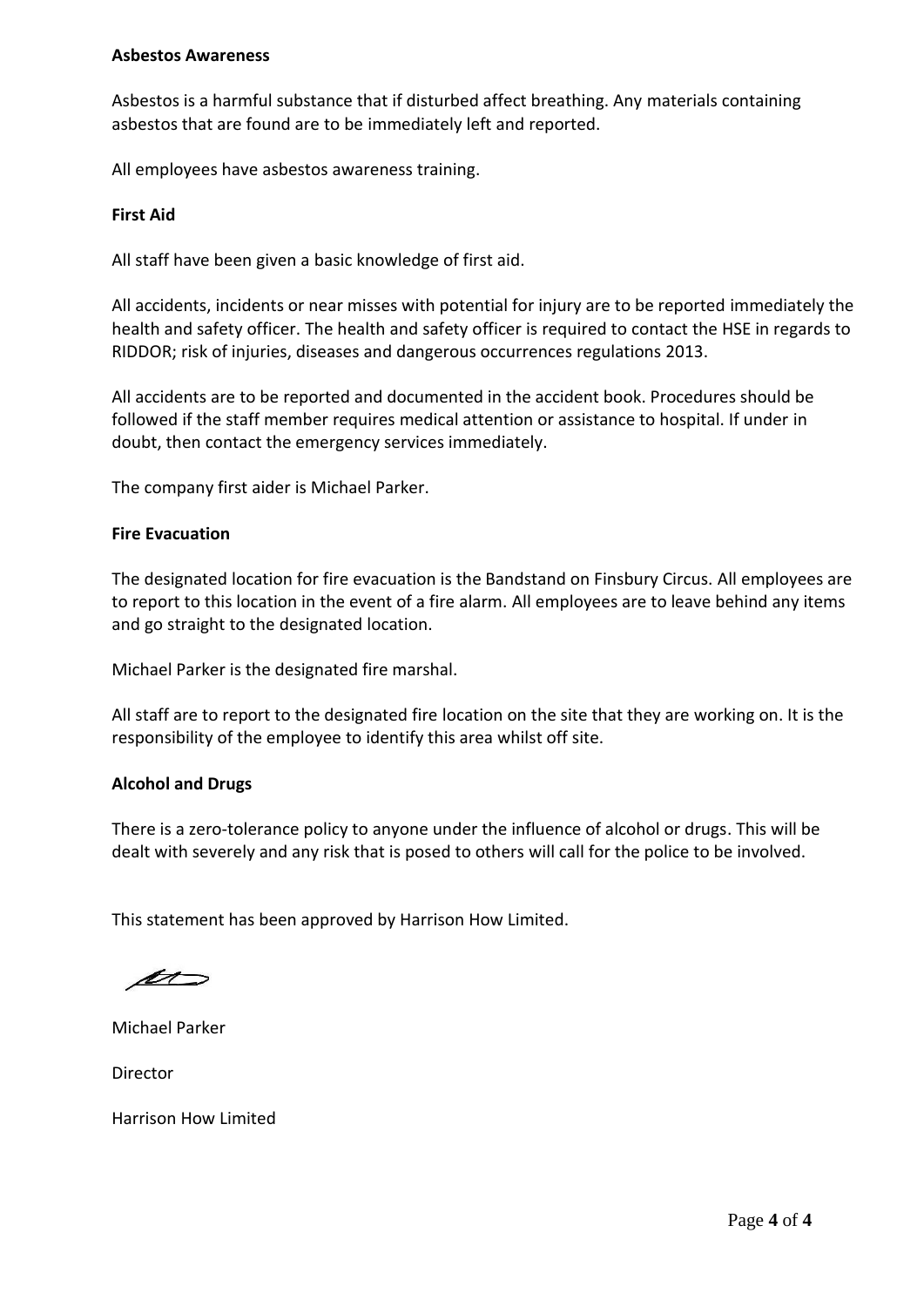**Asbestos Awareness**

Asbestos is a harmful substance that if disturbed affect breathing. Any materials containing asbestos that are found are to be immediately left and reported.

All employees have asbestos awareness training.

**First Aid**

All staff have been given a basic knowledge of first aid.

All accidents, incidents or near misses with potential for injury are to be reported immediately the health and safety officer. The health and safety officer is required to contact the HSE in regards to RIDDOR; risk of injuries, diseases and dangerous occurrences regulations 2013.

All accidents are to be reported and documented in the accident book. Procedures should be followed if the staff member requires medical attention or assistance to hospital. If under in doubt, then contact the emergency services immediately.

The company first aider is Michael Parker.

**Fire Evacuation**

The designated location for fire evacuation is the Bandstand on Finsbury Circus. All employees are to report to this location in the event of a fire alarm. All employees are to leave behind any items and go straight to the designated location.

Michael Parker is the designated fire marshal.

All staff are to report to the designated fire location on the site that they are working on. It is the responsibility of the employee to identify this area whilst off site.

**Alcohol and Drugs**

There is a zero-tolerance policy to anyone under the influence of alcohol or drugs. This will be dealt with severely and any risk that is posed to others will call for the police to be involved.

This statement has been approved by Harrison How Limited.

Michael Parker

Director

Harrison How Limited